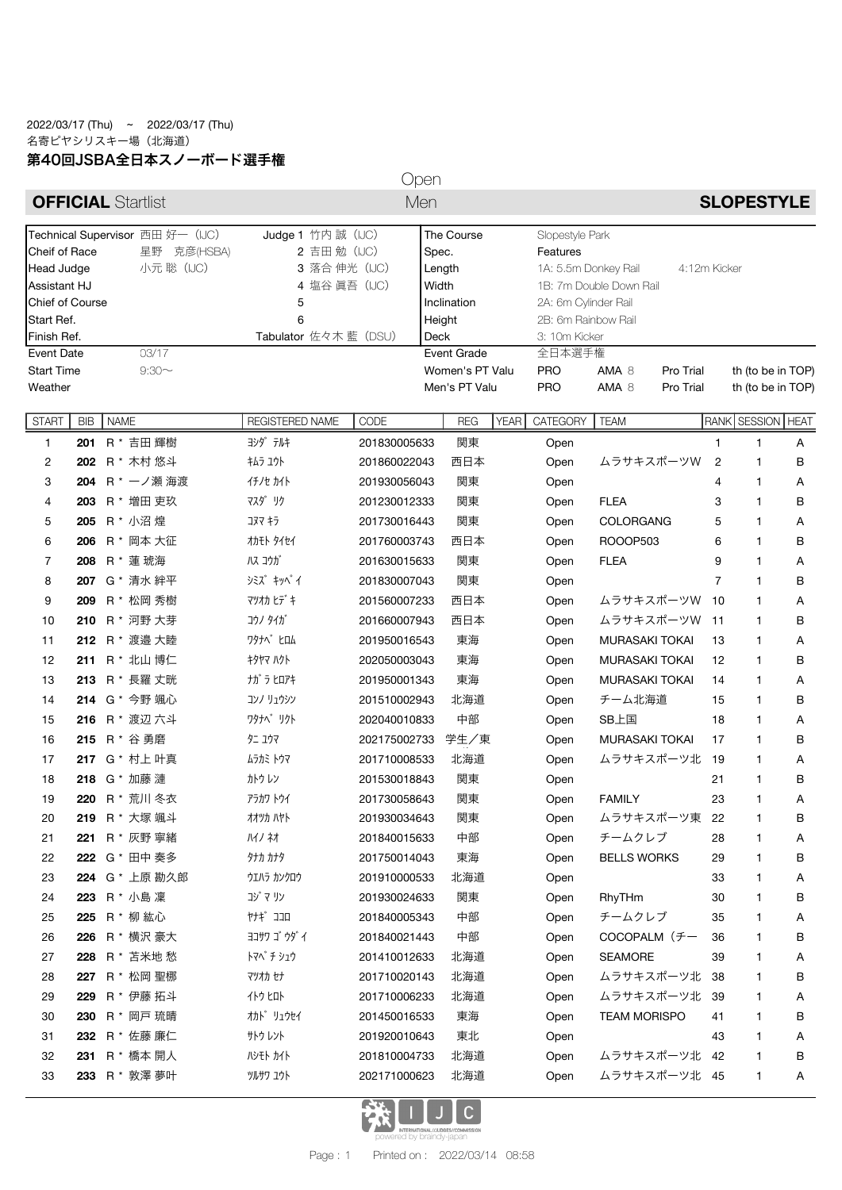2022/03/17 (Thu) ~ 2022/03/17 (Thu)

名寄ピヤシリスキー場（北海道）

# 第40回JSBA全日本スノーボード選手権

**OFFICIAL** Startlist | Open Men | **SLOPESTYLE**

| | | | | | |
|---|---|---|---|---|---|
| Technical Supervisor | 西田 好一（IJC） | Judge 1 | 竹内 誠（IJC） | The Course | Slopestyle Park |
| Cheif of Race | 星野 克彦(HSBA) | 2 | 吉田 勉（IJC） | Spec. | Features |
| Head Judge | 小元 聡（IJC） | 3 | 落合 伸光（IJC） | Length | 1A: 5.5m Donkey Rail　4:12m Kicker |
| Assistant HJ | | 4 | 塩谷 眞吾（IJC） | Width | 1B: 7m Double Down Rail |
| Chief of Course | | 5 | | Inclination | 2A: 6m Cylinder Rail |
| Start Ref. | | 6 | | Height | 2B: 6m Rainbow Rail |
| Finish Ref. | | Tabulator | 佐々木 藍（DSU） | Deck | 3: 10m Kicker |
| Event Date | 03/17 | | | Event Grade | 全日本選手権 |
| Start Time | 9:30～ | | | Women's PT Valu | PRO　AMA 8　Pro Trial　th (to be in TOP) |
| Weather | | | | Men's PT Valu | PRO　AMA 8　Pro Trial　th (to be in TOP) |

| START | BIB | NAME | REGISTERED NAME | CODE | REG | YEAR | CATEGORY | TEAM | RANK | SESSION | HEAT |
|---|---|---|---|---|---|---|---|---|---|---|---|
| 1 | **201** | R * 吉田 輝樹 | ﾖｼﾀﾞ ﾃﾙｷ | 201830005633 | 関東 | | Open | | 1 | 1 | A |
| 2 | **202** | R * 木村 悠斗 | ｷﾑﾗ ﾕｳﾄ | 201860022043 | 西日本 | | Open | ムラサキスポーツW | 2 | 1 | B |
| 3 | **204** | R * 一ノ瀬 海渡 | ｲﾁﾉｾ ｶｲﾄ | 201930056043 | 関東 | | Open | | 4 | 1 | A |
| 4 | **203** | R * 増田 吏玖 | ﾏｽﾀﾞ ﾘｸ | 201230012333 | 関東 | | Open | FLEA | 3 | 1 | B |
| 5 | **205** | R * 小沼 煌 | ｺﾇﾏ ｷﾗ | 201730016443 | 関東 | | Open | COLORGANG | 5 | 1 | A |
| 6 | **206** | R * 岡本 大征 | ｵｶﾓﾄ ﾀｲｾｲ | 201760003743 | 西日本 | | Open | ROOOP503 | 6 | 1 | B |
| 7 | **208** | R * 蓮 琥海 | ﾊｽ ｺｳｶﾞ | 201630015633 | 関東 | | Open | FLEA | 9 | 1 | A |
| 8 | **207** | G * 清水 絆平 | ｼﾐｽﾞ ｷｯﾍﾟｲ | 201830007043 | 関東 | | Open | | 7 | 1 | B |
| 9 | **209** | R * 松岡 秀樹 | ﾏﾂｵｶ ﾋﾃﾞｷ | 201560007233 | 西日本 | | Open | ムラサキスポーツW | 10 | 1 | A |
| 10 | **210** | R * 河野 大芽 | ｺｳﾉ ﾀｲｶﾞ | 201660007943 | 西日本 | | Open | ムラサキスポーツW | 11 | 1 | B |
| 11 | **212** | R * 渡邉 大睦 | ﾜﾀﾅﾍﾞ ﾋﾛﾑ | 201950016543 | 東海 | | Open | MURASAKI TOKAI | 13 | 1 | A |
| 12 | **211** | R * 北山 博仁 | ｷﾀﾔﾏ ﾊｸﾄ | 202050003043 | 東海 | | Open | MURASAKI TOKAI | 12 | 1 | B |
| 13 | **213** | R * 長羅 丈晄 | ﾅｶﾞﾗ ﾋﾛｱｷ | 201950001343 | 東海 | | Open | MURASAKI TOKAI | 14 | 1 | A |
| 14 | **214** | G * 今野 颯心 | ｺﾝﾉ ﾘｭｳｼﾝ | 201510002943 | 北海道 | | Open | チーム北海道 | 15 | 1 | B |
| 15 | **216** | R * 渡辺 六斗 | ﾜﾀﾅﾍﾞ ﾘｸﾄ | 202040010833 | 中部 | | Open | SB上国 | 18 | 1 | A |
| 16 | **215** | R * 谷 勇磨 | ﾀﾆ ﾕｳﾏ | 202175002733 | 学生／東 | | Open | MURASAKI TOKAI | 17 | 1 | B |
| 17 | **217** | G * 村上 叶真 | ﾑﾗｶﾐ ﾄｳﾏ | 201710008533 | 北海道 | | Open | ムラサキスポーツ北 | 19 | 1 | A |
| 18 | **218** | G * 加藤 漣 | ｶﾄｳ ﾚﾝ | 201530018843 | 関東 | | Open | | 21 | 1 | B |
| 19 | **220** | R * 荒川 冬衣 | ｱﾗｶﾜ ﾄｳｲ | 201730058643 | 関東 | | Open | FAMILY | 23 | 1 | A |
| 20 | **219** | R * 大塚 颯斗 | ｵｵﾂｶ ﾊﾔﾄ | 201930034643 | 関東 | | Open | ムラサキスポーツ東 | 22 | 1 | B |
| 21 | **221** | R * 灰野 寧緒 | ﾊｲﾉ ﾈｵ | 201840015633 | 中部 | | Open | チームクレブ | 28 | 1 | A |
| 22 | **222** | G * 田中 奏多 | ﾀﾅｶ ｶﾅﾀ | 201750014043 | 東海 | | Open | BELLS WORKS | 29 | 1 | B |
| 23 | **224** | G * 上原 勘久郎 | ｳｴﾊﾗ ｶﾝｸﾛｳ | 201910000533 | 北海道 | | Open | | 33 | 1 | A |
| 24 | **223** | R * 小島 凜 | ｺｼﾞﾏ ﾘﾝ | 201930024633 | 関東 | | Open | RhyTHm | 30 | 1 | B |
| 25 | **225** | R * 柳 紘心 | ﾔﾅｷﾞ ｺｺﾛ | 201840005343 | 中部 | | Open | チームクレブ | 35 | 1 | A |
| 26 | **226** | R * 横沢 豪大 | ﾖｺｻﾜ ｺﾞｳﾀﾞｲ | 201840021443 | 中部 | | Open | COCOPALM（チー | 36 | 1 | B |
| 27 | **228** | R * 苫米地 愁 | ﾄﾏﾍﾞﾁ ｼｭｳ | 201410012633 | 北海道 | | Open | SEAMORE | 39 | 1 | A |
| 28 | **227** | R * 松岡 聖椰 | ﾏﾂｵｶ ｾﾅ | 201710020143 | 北海道 | | Open | ムラサキスポーツ北 | 38 | 1 | B |
| 29 | **229** | R * 伊藤 拓斗 | ｲﾄｳ ﾋﾛﾄ | 201710006233 | 北海道 | | Open | ムラサキスポーツ北 | 39 | 1 | A |
| 30 | **230** | R * 岡戸 琉晴 | ｵｶﾄﾞ ﾘｭｳｾｲ | 201450016533 | 東海 | | Open | TEAM MORISPO | 41 | 1 | B |
| 31 | **232** | R * 佐藤 廉仁 | ｻﾄｳ ﾚﾝﾄ | 201920010643 | 東北 | | Open | | 43 | 1 | A |
| 32 | **231** | R * 橋本 開人 | ﾊｼﾓﾄ ｶｲﾄ | 201810004733 | 北海道 | | Open | ムラサキスポーツ北 | 42 | 1 | B |
| 33 | **233** | R * 敦澤 夢叶 | ﾂﾙｻﾜ ﾕｳﾄ | 202171000623 | 北海道 | | Open | ムラサキスポーツ北 | 45 | 1 | A |

Printed on : 2022/03/14 08:58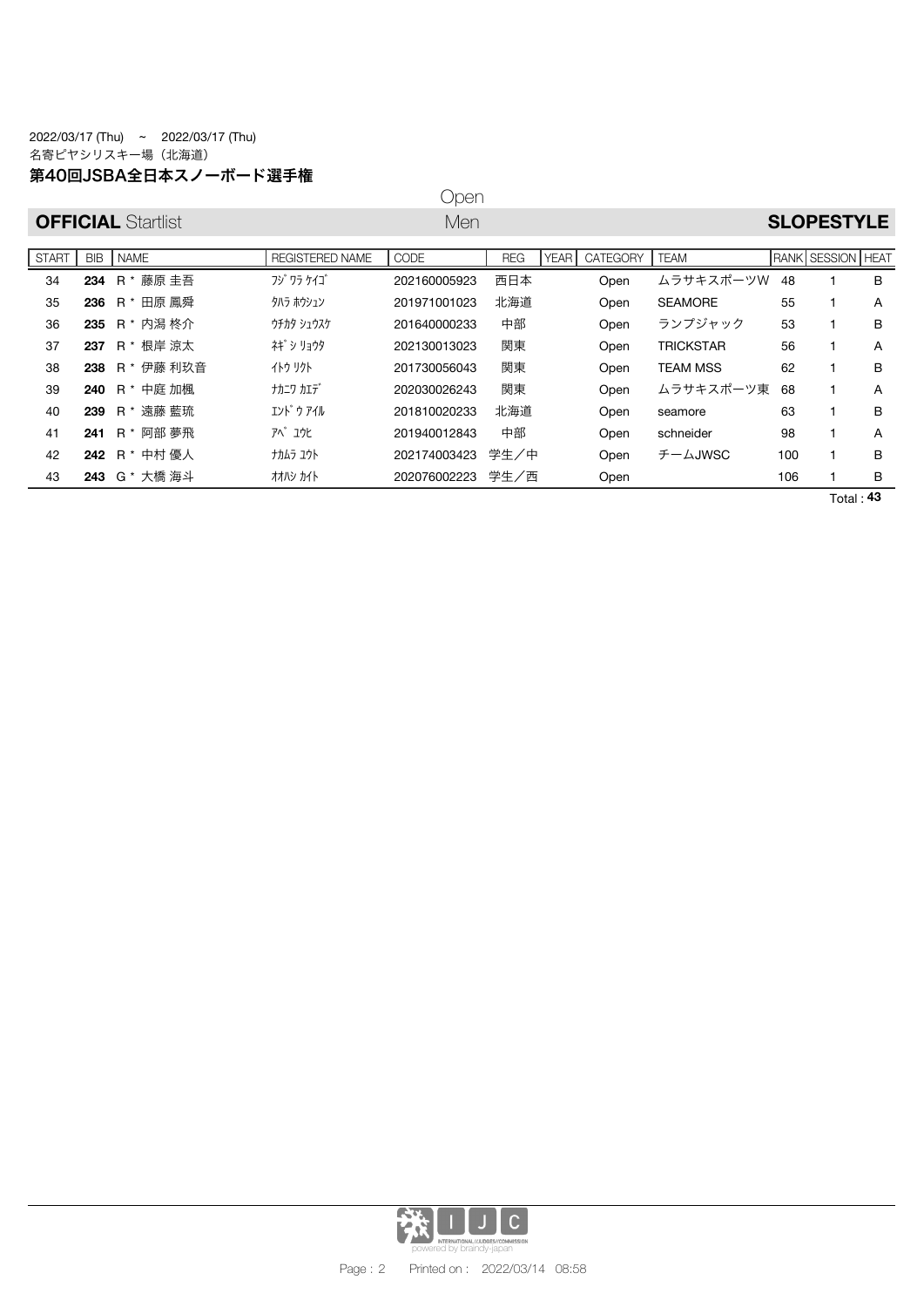2022/03/17 (Thu) ~ 2022/03/17 (Thu)
名寄ピヤシリスキー場（北海道）

## 第40回JSBA全日本スノーボード選手権

Open

**OFFICIAL** Startlist — Men — **SLOPESTYLE**

| START | BIB | NAME | REGISTERED NAME | CODE | REG | YEAR | CATEGORY | TEAM | RANK | SESSION | HEAT |
|---|---|---|---|---|---|---|---|---|---|---|---|
| 34 | **234** | R * 藤原 圭吾 | ﾌｼﾞﾜﾗ ｹｲｺﾞ | 202160005923 | 西日本 | | Open | ムラサキスポーツW | 48 | 1 | B |
| 35 | **236** | R * 田原 鳳舜 | ﾀﾊﾗ ﾎｳｼｭﾝ | 201971001023 | 北海道 | | Open | SEAMORE | 55 | 1 | A |
| 36 | **235** | R * 内潟 柊介 | ｳﾁｶﾀ ｼｭｳｽｹ | 201640000233 | 中部 | | Open | ランプジャック | 53 | 1 | B |
| 37 | **237** | R * 根岸 涼太 | ﾈｷﾞｼ ﾘｮｳﾀ | 202130013023 | 関東 | | Open | TRICKSTAR | 56 | 1 | A |
| 38 | **238** | R * 伊藤 利玖音 | ｲﾄｳ ﾘｸﾄ | 201730056043 | 関東 | | Open | TEAM MSS | 62 | 1 | B |
| 39 | **240** | R * 中庭 加楓 | ﾅｶﾆﾜ ｶｴﾃﾞ | 202030026243 | 関東 | | Open | ムラサキスポーツ東 | 68 | 1 | A |
| 40 | **239** | R * 遠藤 藍琉 | ｴﾝﾄﾞｳ ｱｲﾙ | 201810020233 | 北海道 | | Open | seamore | 63 | 1 | B |
| 41 | **241** | R * 阿部 夢飛 | ｱﾍﾞ ﾕｳﾋ | 201940012843 | 中部 | | Open | schneider | 98 | 1 | A |
| 42 | **242** | R * 中村 優人 | ﾅｶﾑﾗ ﾕｳﾄ | 202174003423 | 学生／中 | | Open | チームJWSC | 100 | 1 | B |
| 43 | **243** | G * 大橋 海斗 | ｵｵﾊｼ ｶｲﾄ | 202076002223 | 学生／西 | | Open | | 106 | 1 | B |

Total : **43**

INTERNATIONAL JUDGES COMMISSION
powered by braindy-japan

Printed on : 2022/03/14 08:58